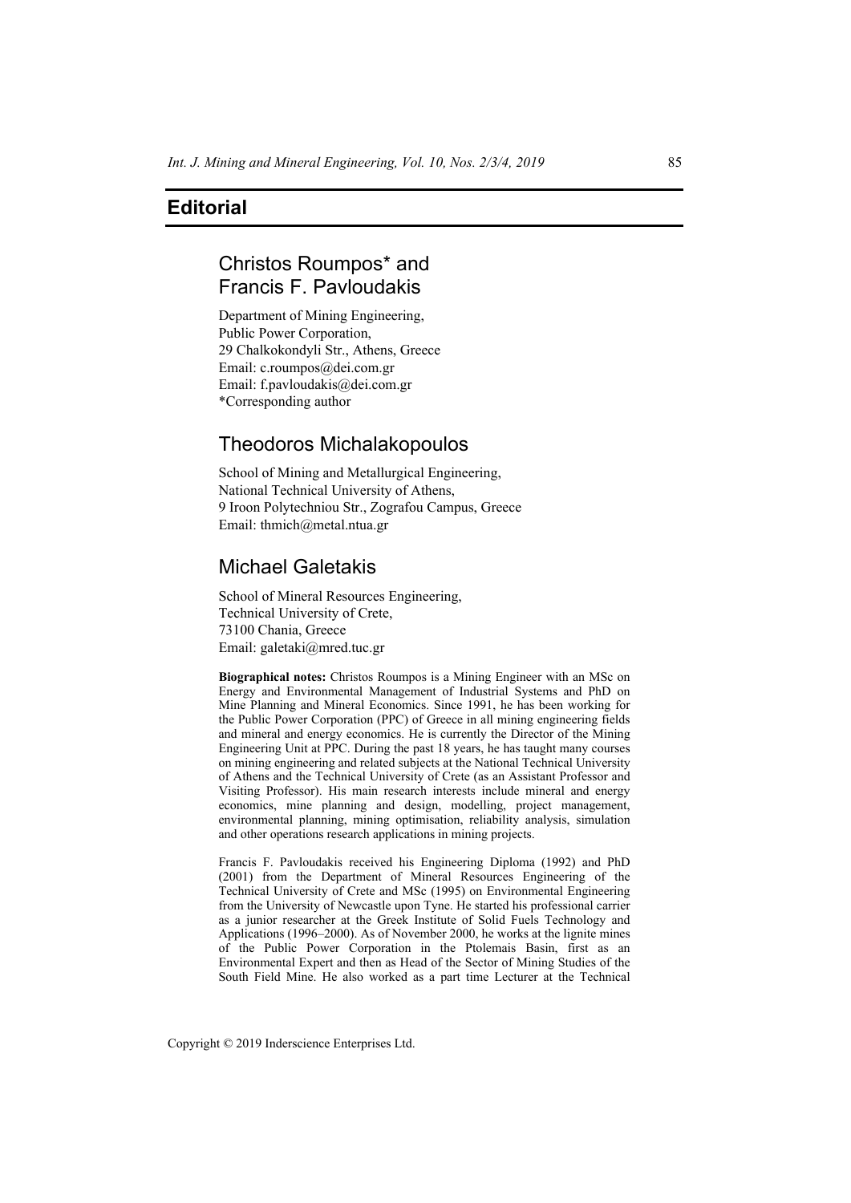# Editorial

## Christos Roumpos* and Francis F. Pavloudakis

Department of Mining Engineering,
Public Power Corporation,
29 Chalkokondyli Str., Athens, Greece
Email: c.roumpos@dei.com.gr
Email: f.pavloudakis@dei.com.gr
*Corresponding author

## Theodoros Michalakopoulos

School of Mining and Metallurgical Engineering,
National Technical University of Athens,
9 Iroon Polytechniou Str., Zografou Campus, Greece
Email: thmich@metal.ntua.gr

## Michael Galetakis

School of Mineral Resources Engineering,
Technical University of Crete,
73100 Chania, Greece
Email: galetaki@mred.tuc.gr

**Biographical notes:** Christos Roumpos is a Mining Engineer with an MSc on Energy and Environmental Management of Industrial Systems and PhD on Mine Planning and Mineral Economics. Since 1991, he has been working for the Public Power Corporation (PPC) of Greece in all mining engineering fields and mineral and energy economics. He is currently the Director of the Mining Engineering Unit at PPC. During the past 18 years, he has taught many courses on mining engineering and related subjects at the National Technical University of Athens and the Technical University of Crete (as an Assistant Professor and Visiting Professor). His main research interests include mineral and energy economics, mine planning and design, modelling, project management, environmental planning, mining optimisation, reliability analysis, simulation and other operations research applications in mining projects.

Francis F. Pavloudakis received his Engineering Diploma (1992) and PhD (2001) from the Department of Mineral Resources Engineering of the Technical University of Crete and MSc (1995) on Environmental Engineering from the University of Newcastle upon Tyne. He started his professional carrier as a junior researcher at the Greek Institute of Solid Fuels Technology and Applications (1996–2000). As of November 2000, he works at the lignite mines of the Public Power Corporation in the Ptolemais Basin, first as an Environmental Expert and then as Head of the Sector of Mining Studies of the South Field Mine. He also worked as a part time Lecturer at the Technical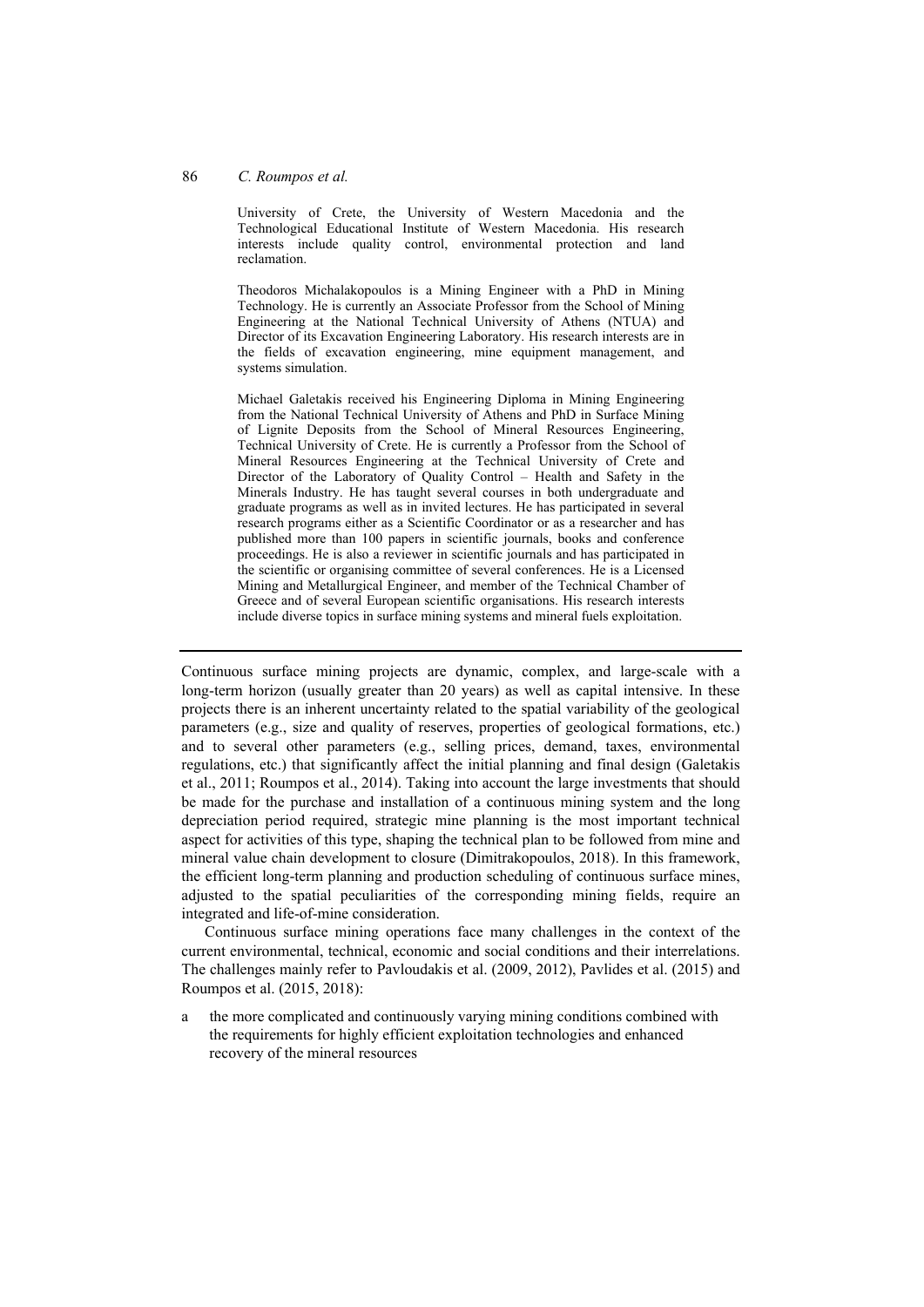University of Crete, the University of Western Macedonia and the Technological Educational Institute of Western Macedonia. His research interests include quality control, environmental protection and land reclamation.

Theodoros Michalakopoulos is a Mining Engineer with a PhD in Mining Technology. He is currently an Associate Professor from the School of Mining Engineering at the National Technical University of Athens (NTUA) and Director of its Excavation Engineering Laboratory. His research interests are in the fields of excavation engineering, mine equipment management, and systems simulation.

Michael Galetakis received his Engineering Diploma in Mining Engineering from the National Technical University of Athens and PhD in Surface Mining of Lignite Deposits from the School of Mineral Resources Engineering, Technical University of Crete. He is currently a Professor from the School of Mineral Resources Engineering at the Technical University of Crete and Director of the Laboratory of Quality Control – Health and Safety in the Minerals Industry. He has taught several courses in both undergraduate and graduate programs as well as in invited lectures. He has participated in several research programs either as a Scientific Coordinator or as a researcher and has published more than 100 papers in scientific journals, books and conference proceedings. He is also a reviewer in scientific journals and has participated in the scientific or organising committee of several conferences. He is a Licensed Mining and Metallurgical Engineer, and member of the Technical Chamber of Greece and of several European scientific organisations. His research interests include diverse topics in surface mining systems and mineral fuels exploitation.

---

Continuous surface mining projects are dynamic, complex, and large-scale with a long-term horizon (usually greater than 20 years) as well as capital intensive. In these projects there is an inherent uncertainty related to the spatial variability of the geological parameters (e.g., size and quality of reserves, properties of geological formations, etc.) and to several other parameters (e.g., selling prices, demand, taxes, environmental regulations, etc.) that significantly affect the initial planning and final design (Galetakis et al., 2011; Roumpos et al., 2014). Taking into account the large investments that should be made for the purchase and installation of a continuous mining system and the long depreciation period required, strategic mine planning is the most important technical aspect for activities of this type, shaping the technical plan to be followed from mine and mineral value chain development to closure (Dimitrakopoulos, 2018). In this framework, the efficient long-term planning and production scheduling of continuous surface mines, adjusted to the spatial peculiarities of the corresponding mining fields, require an integrated and life-of-mine consideration.

Continuous surface mining operations face many challenges in the context of the current environmental, technical, economic and social conditions and their interrelations. The challenges mainly refer to Pavloudakis et al. (2009, 2012), Pavlides et al. (2015) and Roumpos et al. (2015, 2018):

a the more complicated and continuously varying mining conditions combined with the requirements for highly efficient exploitation technologies and enhanced recovery of the mineral resources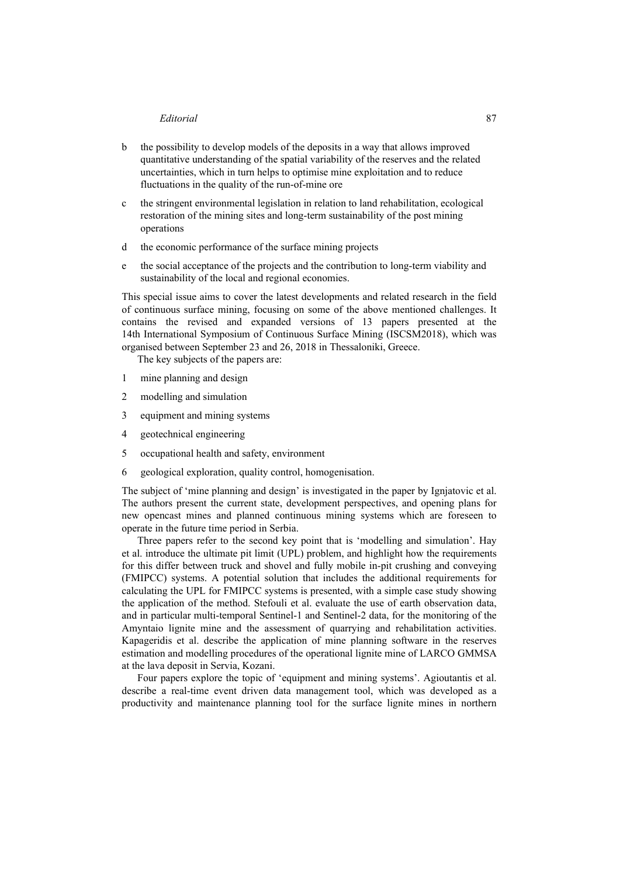- b the possibility to develop models of the deposits in a way that allows improved quantitative understanding of the spatial variability of the reserves and the related uncertainties, which in turn helps to optimise mine exploitation and to reduce fluctuations in the quality of the run-of-mine ore
- c the stringent environmental legislation in relation to land rehabilitation, ecological restoration of the mining sites and long-term sustainability of the post mining operations
- d the economic performance of the surface mining projects
- e the social acceptance of the projects and the contribution to long-term viability and sustainability of the local and regional economies.

This special issue aims to cover the latest developments and related research in the field of continuous surface mining, focusing on some of the above mentioned challenges. It contains the revised and expanded versions of 13 papers presented at the 14th International Symposium of Continuous Surface Mining (ISCSM2018), which was organised between September 23 and 26, 2018 in Thessaloniki, Greece.

The key subjects of the papers are:

1. mine planning and design
2. modelling and simulation
3. equipment and mining systems
4. geotechnical engineering
5. occupational health and safety, environment
6. geological exploration, quality control, homogenisation.

The subject of 'mine planning and design' is investigated in the paper by Ignjatovic et al. The authors present the current state, development perspectives, and opening plans for new opencast mines and planned continuous mining systems which are foreseen to operate in the future time period in Serbia.

Three papers refer to the second key point that is 'modelling and simulation'. Hay et al. introduce the ultimate pit limit (UPL) problem, and highlight how the requirements for this differ between truck and shovel and fully mobile in-pit crushing and conveying (FMIPCC) systems. A potential solution that includes the additional requirements for calculating the UPL for FMIPCC systems is presented, with a simple case study showing the application of the method. Stefouli et al. evaluate the use of earth observation data, and in particular multi-temporal Sentinel-1 and Sentinel-2 data, for the monitoring of the Amyntaio lignite mine and the assessment of quarrying and rehabilitation activities. Kapageridis et al. describe the application of mine planning software in the reserves estimation and modelling procedures of the operational lignite mine of LARCO GMMSA at the lava deposit in Servia, Kozani.

Four papers explore the topic of 'equipment and mining systems'. Agioutantis et al. describe a real-time event driven data management tool, which was developed as a productivity and maintenance planning tool for the surface lignite mines in northern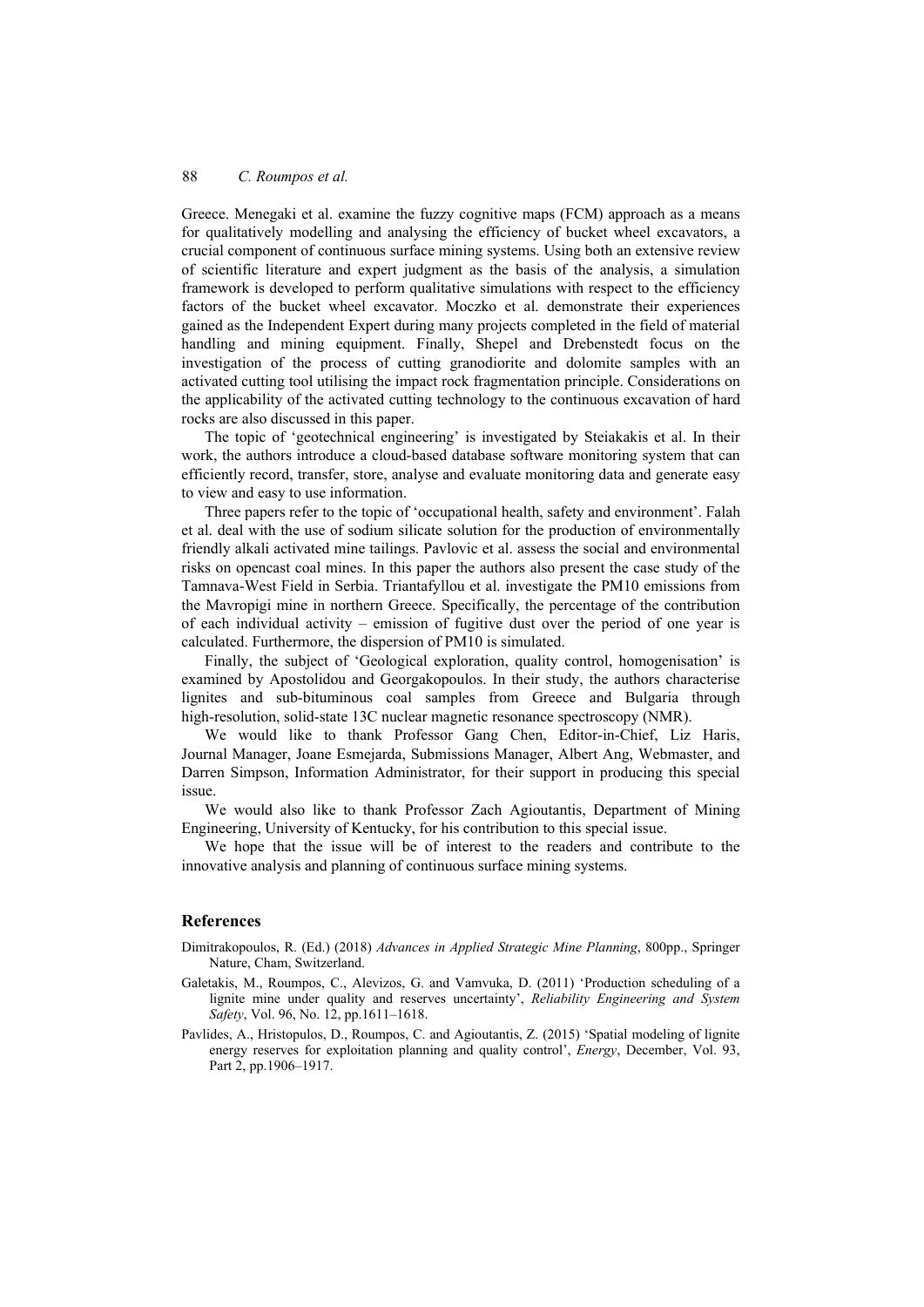Greece. Menegaki et al. examine the fuzzy cognitive maps (FCM) approach as a means for qualitatively modelling and analysing the efficiency of bucket wheel excavators, a crucial component of continuous surface mining systems. Using both an extensive review of scientific literature and expert judgment as the basis of the analysis, a simulation framework is developed to perform qualitative simulations with respect to the efficiency factors of the bucket wheel excavator. Moczko et al. demonstrate their experiences gained as the Independent Expert during many projects completed in the field of material handling and mining equipment. Finally, Shepel and Drebenstedt focus on the investigation of the process of cutting granodiorite and dolomite samples with an activated cutting tool utilising the impact rock fragmentation principle. Considerations on the applicability of the activated cutting technology to the continuous excavation of hard rocks are also discussed in this paper.

The topic of 'geotechnical engineering' is investigated by Steiakakis et al. In their work, the authors introduce a cloud-based database software monitoring system that can efficiently record, transfer, store, analyse and evaluate monitoring data and generate easy to view and easy to use information.

Three papers refer to the topic of 'occupational health, safety and environment'. Falah et al. deal with the use of sodium silicate solution for the production of environmentally friendly alkali activated mine tailings. Pavlovic et al. assess the social and environmental risks on opencast coal mines. In this paper the authors also present the case study of the Tamnava-West Field in Serbia. Triantafyllou et al. investigate the PM10 emissions from the Mavropigi mine in northern Greece. Specifically, the percentage of the contribution of each individual activity – emission of fugitive dust over the period of one year is calculated. Furthermore, the dispersion of PM10 is simulated.

Finally, the subject of 'Geological exploration, quality control, homogenisation' is examined by Apostolidou and Georgakopoulos. In their study, the authors characterise lignites and sub-bituminous coal samples from Greece and Bulgaria through high-resolution, solid-state 13C nuclear magnetic resonance spectroscopy (NMR).

We would like to thank Professor Gang Chen, Editor-in-Chief, Liz Haris, Journal Manager, Joane Esmejarda, Submissions Manager, Albert Ang, Webmaster, and Darren Simpson, Information Administrator, for their support in producing this special issue.

We would also like to thank Professor Zach Agioutantis, Department of Mining Engineering, University of Kentucky, for his contribution to this special issue.

We hope that the issue will be of interest to the readers and contribute to the innovative analysis and planning of continuous surface mining systems.

## References

Dimitrakopoulos, R. (Ed.) (2018) *Advances in Applied Strategic Mine Planning*, 800pp., Springer Nature, Cham, Switzerland.

Galetakis, M., Roumpos, C., Alevizos, G. and Vamvuka, D. (2011) 'Production scheduling of a lignite mine under quality and reserves uncertainty', *Reliability Engineering and System Safety*, Vol. 96, No. 12, pp.1611–1618.

Pavlides, A., Hristopulos, D., Roumpos, C. and Agioutantis, Z. (2015) 'Spatial modeling of lignite energy reserves for exploitation planning and quality control', *Energy*, December, Vol. 93, Part 2, pp.1906–1917.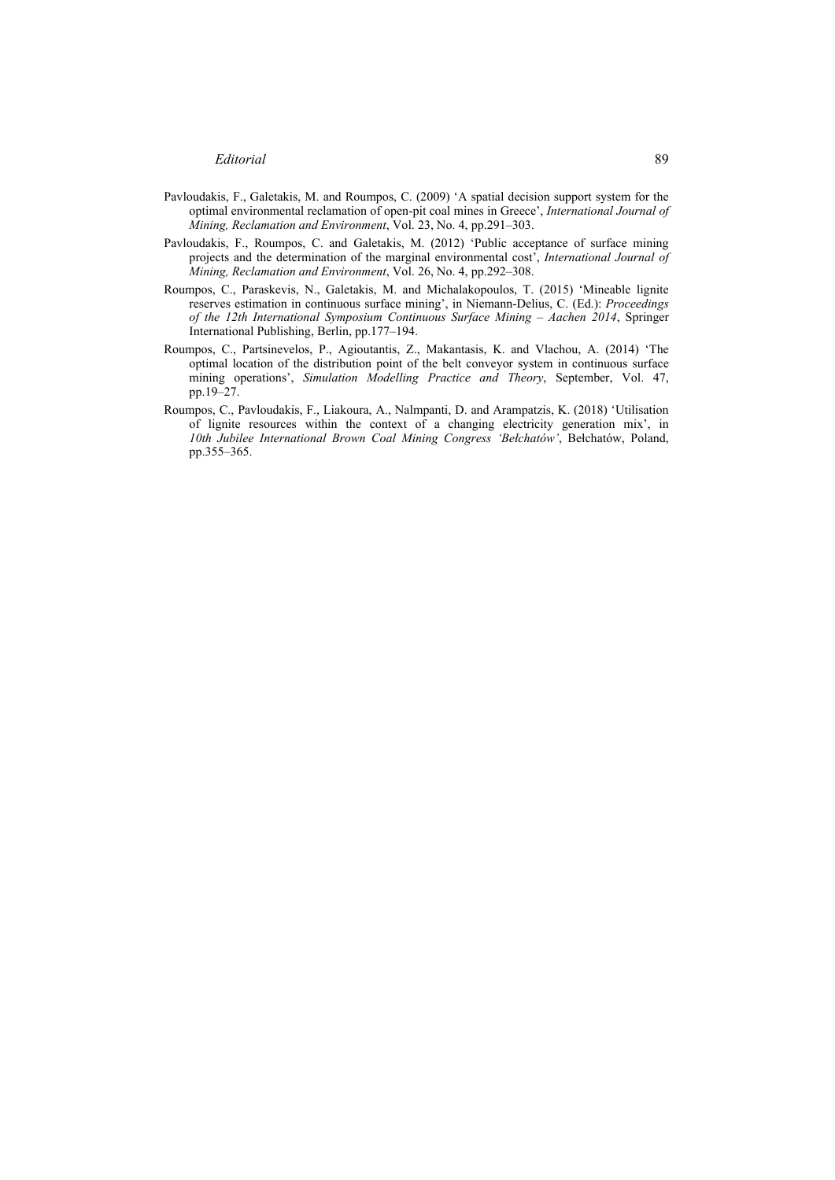Pavloudakis, F., Galetakis, M. and Roumpos, C. (2009) 'A spatial decision support system for the optimal environmental reclamation of open-pit coal mines in Greece', *International Journal of Mining, Reclamation and Environment*, Vol. 23, No. 4, pp.291–303.

Pavloudakis, F., Roumpos, C. and Galetakis, M. (2012) 'Public acceptance of surface mining projects and the determination of the marginal environmental cost', *International Journal of Mining, Reclamation and Environment*, Vol. 26, No. 4, pp.292–308.

Roumpos, C., Paraskevis, N., Galetakis, M. and Michalakopoulos, T. (2015) 'Mineable lignite reserves estimation in continuous surface mining', in Niemann-Delius, C. (Ed.): *Proceedings of the 12th International Symposium Continuous Surface Mining – Aachen 2014*, Springer International Publishing, Berlin, pp.177–194.

Roumpos, C., Partsinevelos, P., Agioutantis, Z., Makantasis, K. and Vlachou, A. (2014) 'The optimal location of the distribution point of the belt conveyor system in continuous surface mining operations', *Simulation Modelling Practice and Theory*, September, Vol. 47, pp.19–27.

Roumpos, C., Pavloudakis, F., Liakoura, A., Nalmpanti, D. and Arampatzis, K. (2018) 'Utilisation of lignite resources within the context of a changing electricity generation mix', in *10th Jubilee International Brown Coal Mining Congress 'Bełchatów'*, Bełchatów, Poland, pp.355–365.